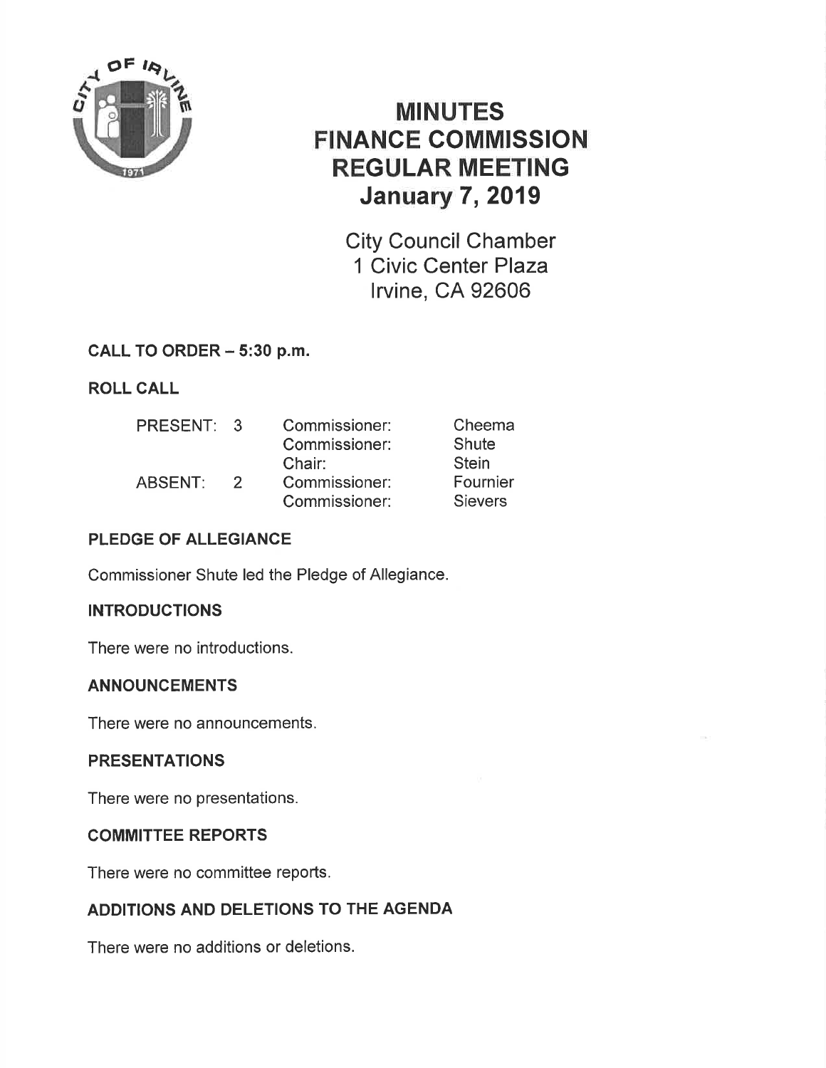# MINUTES
# FINANCE COMMISSION
# REGULAR MEETING
# January 7, 2019

City Council Chamber
1 Civic Center Plaza
Irvine, CA 92606

## CALL TO ORDER – 5:30 p.m.

## ROLL CALL

| | | | |
|---|---|---|---|
| PRESENT: | 3 | Commissioner: | Cheema |
| | | Commissioner: | Shute |
| | | Chair: | Stein |
| ABSENT: | 2 | Commissioner: | Fournier |
| | | Commissioner: | Sievers |

## PLEDGE OF ALLEGIANCE

Commissioner Shute led the Pledge of Allegiance.

## INTRODUCTIONS

There were no introductions.

## ANNOUNCEMENTS

There were no announcements.

## PRESENTATIONS

There were no presentations.

## COMMITTEE REPORTS

There were no committee reports.

## ADDITIONS AND DELETIONS TO THE AGENDA

There were no additions or deletions.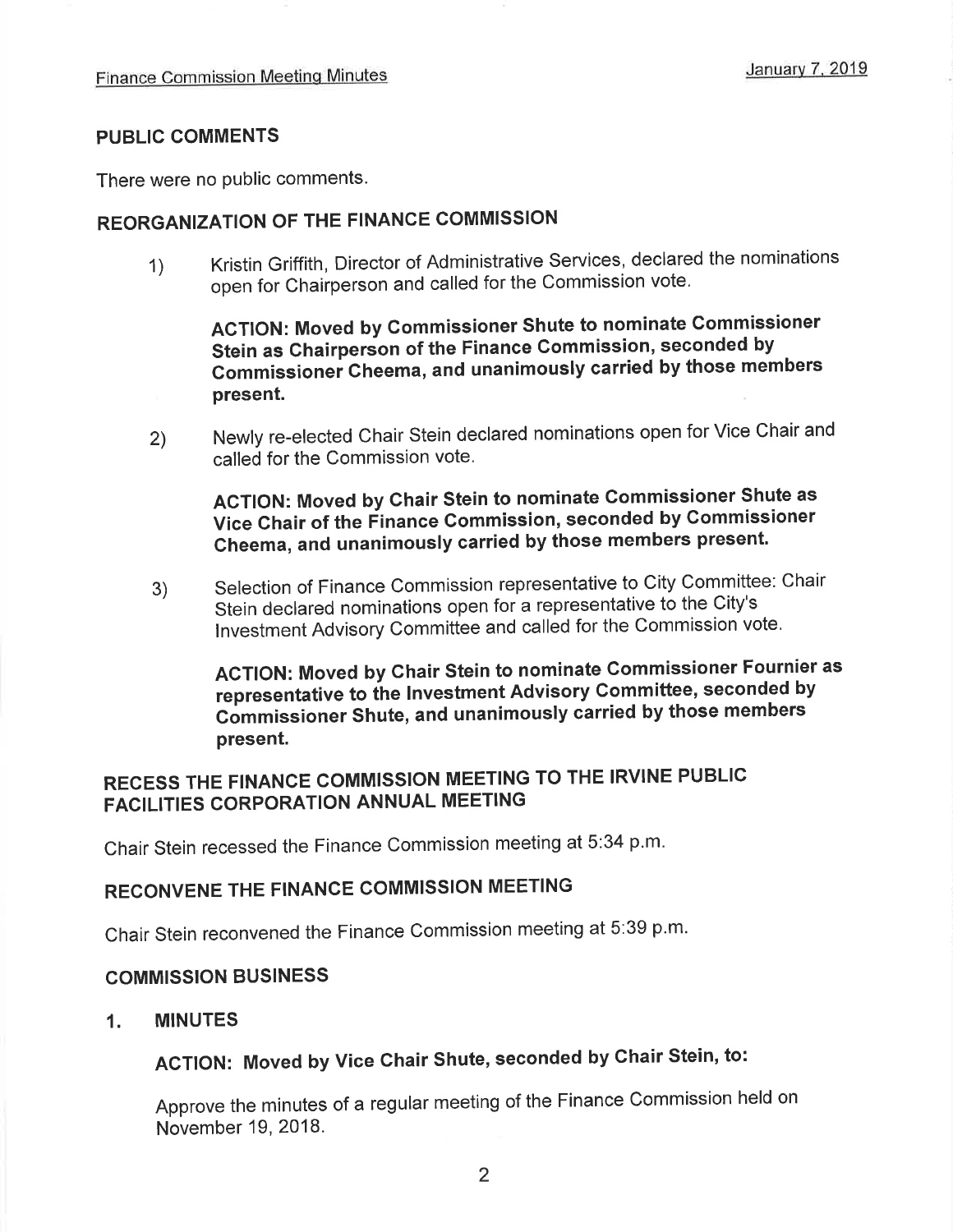## PUBLIC COMMENTS

There were no public comments.

## REORGANIZATION OF THE FINANCE COMMISSION

1) Kristin Griffith, Director of Administrative Services, declared the nominations open for Chairperson and called for the Commission vote.

   **ACTION: Moved by Commissioner Shute to nominate Commissioner Stein as Chairperson of the Finance Commission, seconded by Commissioner Cheema, and unanimously carried by those members present.**

2) Newly re-elected Chair Stein declared nominations open for Vice Chair and called for the Commission vote.

   **ACTION: Moved by Chair Stein to nominate Commissioner Shute as Vice Chair of the Finance Commission, seconded by Commissioner Cheema, and unanimously carried by those members present.**

3) Selection of Finance Commission representative to City Committee: Chair Stein declared nominations open for a representative to the City's Investment Advisory Committee and called for the Commission vote.

   **ACTION: Moved by Chair Stein to nominate Commissioner Fournier as representative to the Investment Advisory Committee, seconded by Commissioner Shute, and unanimously carried by those members present.**

## RECESS THE FINANCE COMMISSION MEETING TO THE IRVINE PUBLIC FACILITIES CORPORATION ANNUAL MEETING

Chair Stein recessed the Finance Commission meeting at 5:34 p.m.

## RECONVENE THE FINANCE COMMISSION MEETING

Chair Stein reconvened the Finance Commission meeting at 5:39 p.m.

## COMMISSION BUSINESS

### 1. MINUTES

**ACTION: Moved by Vice Chair Shute, seconded by Chair Stein, to:**

Approve the minutes of a regular meeting of the Finance Commission held on November 19, 2018.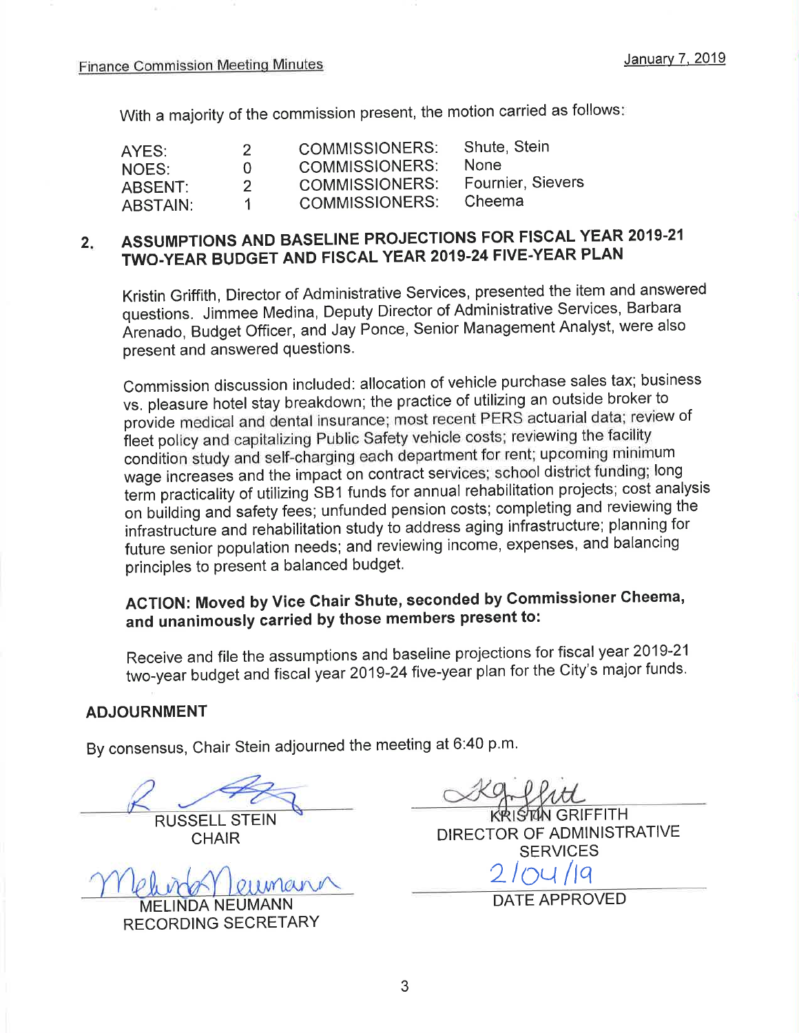With a majority of the commission present, the motion carried as follows:

| | | | |
|---|---|---|---|
| AYES: | 2 | COMMISSIONERS: | Shute, Stein |
| NOES: | 0 | COMMISSIONERS: | None |
| ABSENT: | 2 | COMMISSIONERS: | Fournier, Sievers |
| ABSTAIN: | 1 | COMMISSIONERS: | Cheema |

## 2. ASSUMPTIONS AND BASELINE PROJECTIONS FOR FISCAL YEAR 2019-21 TWO-YEAR BUDGET AND FISCAL YEAR 2019-24 FIVE-YEAR PLAN

Kristin Griffith, Director of Administrative Services, presented the item and answered questions. Jimmee Medina, Deputy Director of Administrative Services, Barbara Arenado, Budget Officer, and Jay Ponce, Senior Management Analyst, were also present and answered questions.

Commission discussion included: allocation of vehicle purchase sales tax; business vs. pleasure hotel stay breakdown; the practice of utilizing an outside broker to provide medical and dental insurance; most recent PERS actuarial data; review of fleet policy and capitalizing Public Safety vehicle costs; reviewing the facility condition study and self-charging each department for rent; upcoming minimum wage increases and the impact on contract services; school district funding; long term practicality of utilizing SB1 funds for annual rehabilitation projects; cost analysis on building and safety fees; unfunded pension costs; completing and reviewing the infrastructure and rehabilitation study to address aging infrastructure; planning for future senior population needs; and reviewing income, expenses, and balancing principles to present a balanced budget.

**ACTION: Moved by Vice Chair Shute, seconded by Commissioner Cheema, and unanimously carried by those members present to:**

Receive and file the assumptions and baseline projections for fiscal year 2019-21 two-year budget and fiscal year 2019-24 five-year plan for the City's major funds.

## ADJOURNMENT

By consensus, Chair Stein adjourned the meeting at 6:40 p.m.

RUSSELL STEIN
CHAIR

KRISTIN GRIFFITH
DIRECTOR OF ADMINISTRATIVE SERVICES

MELINDA NEUMANN
RECORDING SECRETARY

2/04/19
DATE APPROVED